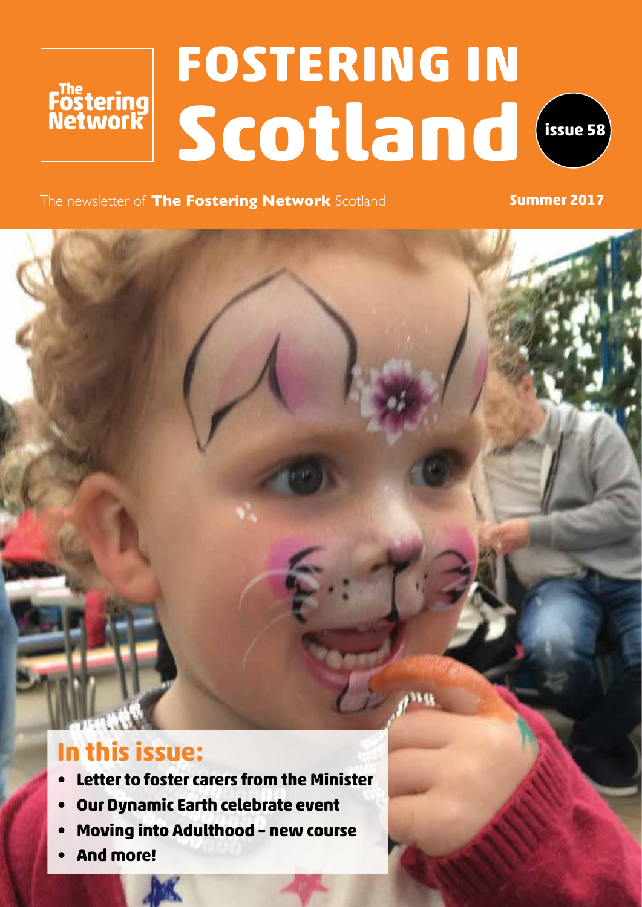The Fostering Network

# FOSTERING IN Scotland

issue 58

The newsletter of **The Fostering Network** Scotland

**Summer 2017**

## In this issue:

- **Letter to foster carers from the Minister**
- **Our Dynamic Earth celebrate event**
- **Moving into Adulthood – new course**
- **And more!**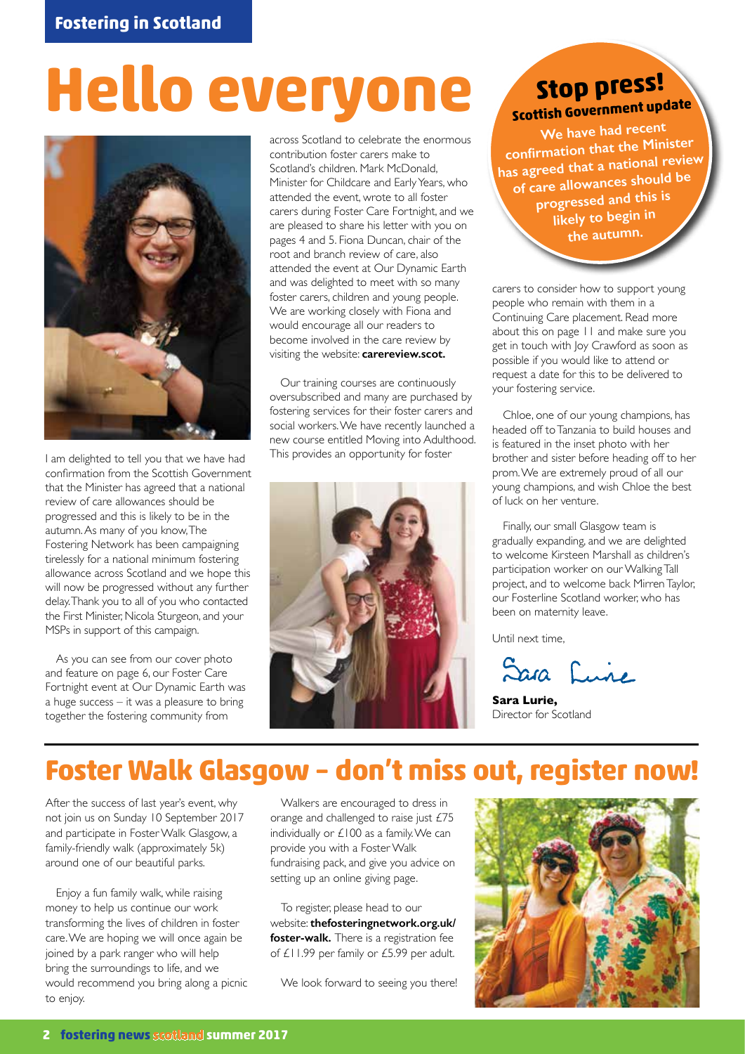Fostering in Scotland

# Hello everyone

I am delighted to tell you that we have had confirmation from the Scottish Government that the Minister has agreed that a national review of care allowances should be progressed and this is likely to be in the autumn. As many of you know, The Fostering Network has been campaigning tirelessly for a national minimum fostering allowance across Scotland and we hope this will now be progressed without any further delay. Thank you to all of you who contacted the First Minister, Nicola Sturgeon, and your MSPs in support of this campaign.

As you can see from our cover photo and feature on page 6, our Foster Care Fortnight event at Our Dynamic Earth was a huge success – it was a pleasure to bring together the fostering community from across Scotland to celebrate the enormous contribution foster carers make to Scotland's children. Mark McDonald, Minister for Childcare and Early Years, who attended the event, wrote to all foster carers during Foster Care Fortnight, and we are pleased to share his letter with you on pages 4 and 5. Fiona Duncan, chair of the root and branch review of care, also attended the event at Our Dynamic Earth and was delighted to meet with so many foster carers, children and young people. We are working closely with Fiona and would encourage all our readers to become involved in the care review by visiting the website: **carereview.scot.**

Our training courses are continuously oversubscribed and many are purchased by fostering services for their foster carers and social workers. We have recently launched a new course entitled Moving into Adulthood. This provides an opportunity for foster carers to consider how to support young people who remain with them in a Continuing Care placement. Read more about this on page 11 and make sure you get in touch with Joy Crawford as soon as possible if you would like to attend or request a date for this to be delivered to your fostering service.

## Stop press!

**Scottish Government update**

**We have had recent confirmation that the Minister has agreed that a national review of care allowances should be progressed and this is likely to begin in the autumn.**

Chloe, one of our young champions, has headed off to Tanzania to build houses and is featured in the inset photo with her brother and sister before heading off to her prom. We are extremely proud of all our young champions, and wish Chloe the best of luck on her venture.

Finally, our small Glasgow team is gradually expanding, and we are delighted to welcome Kirsteen Marshall as children's participation worker on our Walking Tall project, and to welcome back Mirren Taylor, our Fosterline Scotland worker, who has been on maternity leave.

Until next time,

Sara Lurie

**Sara Lurie,**
Director for Scotland

# Foster Walk Glasgow – don't miss out, register now!

After the success of last year's event, why not join us on Sunday 10 September 2017 and participate in Foster Walk Glasgow, a family-friendly walk (approximately 5k) around one of our beautiful parks.

Enjoy a fun family walk, while raising money to help us continue our work transforming the lives of children in foster care. We are hoping we will once again be joined by a park ranger who will help bring the surroundings to life, and we would recommend you bring along a picnic to enjoy.

Walkers are encouraged to dress in orange and challenged to raise just £75 individually or £100 as a family. We can provide you with a Foster Walk fundraising pack, and give you advice on setting up an online giving page.

To register, please head to our website: **thefosteringnetwork.org.uk/foster-walk.** There is a registration fee of £11.99 per family or £5.99 per adult.

We look forward to seeing you there!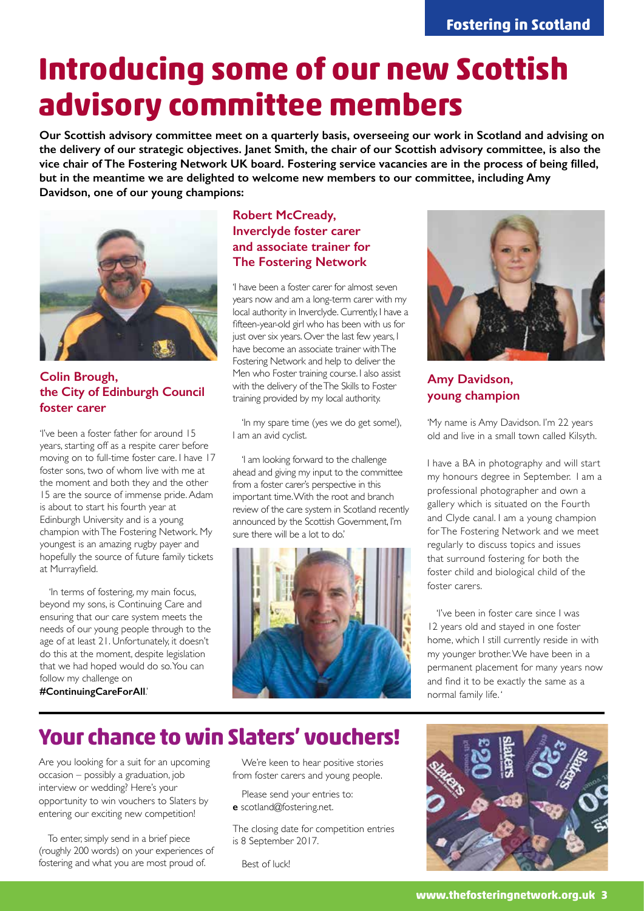# Introducing some of our new Scottish advisory committee members

**Our Scottish advisory committee meet on a quarterly basis, overseeing our work in Scotland and advising on the delivery of our strategic objectives. Janet Smith, the chair of our Scottish advisory committee, is also the vice chair of The Fostering Network UK board. Fostering service vacancies are in the process of being filled, but in the meantime we are delighted to welcome new members to our committee, including Amy Davidson, one of our young champions:**

### Colin Brough, the City of Edinburgh Council foster carer

'I've been a foster father for around 15 years, starting off as a respite carer before moving on to full-time foster care. I have 17 foster sons, two of whom live with me at the moment and both they and the other 15 are the source of immense pride. Adam is about to start his fourth year at Edinburgh University and is a young champion with The Fostering Network. My youngest is an amazing rugby payer and hopefully the source of future family tickets at Murrayfield.

'In terms of fostering, my main focus, beyond my sons, is Continuing Care and ensuring that our care system meets the needs of our young people through to the age of at least 21. Unfortunately, it doesn't do this at the moment, despite legislation that we had hoped would do so. You can follow my challenge on **#ContinuingCareForAll**.'

### Robert McCready, Inverclyde foster carer and associate trainer for The Fostering Network

'I have been a foster carer for almost seven years now and am a long-term carer with my local authority in Inverclyde. Currently, I have a fifteen-year-old girl who has been with us for just over six years. Over the last few years, I have become an associate trainer with The Fostering Network and help to deliver the Men who Foster training course. I also assist with the delivery of the The Skills to Foster training provided by my local authority.

'In my spare time (yes we do get some!), I am an avid cyclist.

'I am looking forward to the challenge ahead and giving my input to the committee from a foster carer's perspective in this important time. With the root and branch review of the care system in Scotland recently announced by the Scottish Government, I'm sure there will be a lot to do.'

### Amy Davidson, young champion

'My name is Amy Davidson. I'm 22 years old and live in a small town called Kilsyth.

I have a BA in photography and will start my honours degree in September. I am a professional photographer and own a gallery which is situated on the Fourth and Clyde canal. I am a young champion for The Fostering Network and we meet regularly to discuss topics and issues that surround fostering for both the foster child and biological child of the foster carers.

'I've been in foster care since I was 12 years old and stayed in one foster home, which I still currently reside in with my younger brother. We have been in a permanent placement for many years now and find it to be exactly the same as a normal family life.'

## Your chance to win Slaters' vouchers!

Are you looking for a suit for an upcoming occasion – possibly a graduation, job interview or wedding? Here's your opportunity to win vouchers to Slaters by entering our exciting new competition!

To enter, simply send in a brief piece (roughly 200 words) on your experiences of fostering and what you are most proud of.

We're keen to hear positive stories from foster carers and young people.

Please send your entries to:
**e** scotland@fostering.net.

The closing date for competition entries is 8 September 2017.

Best of luck!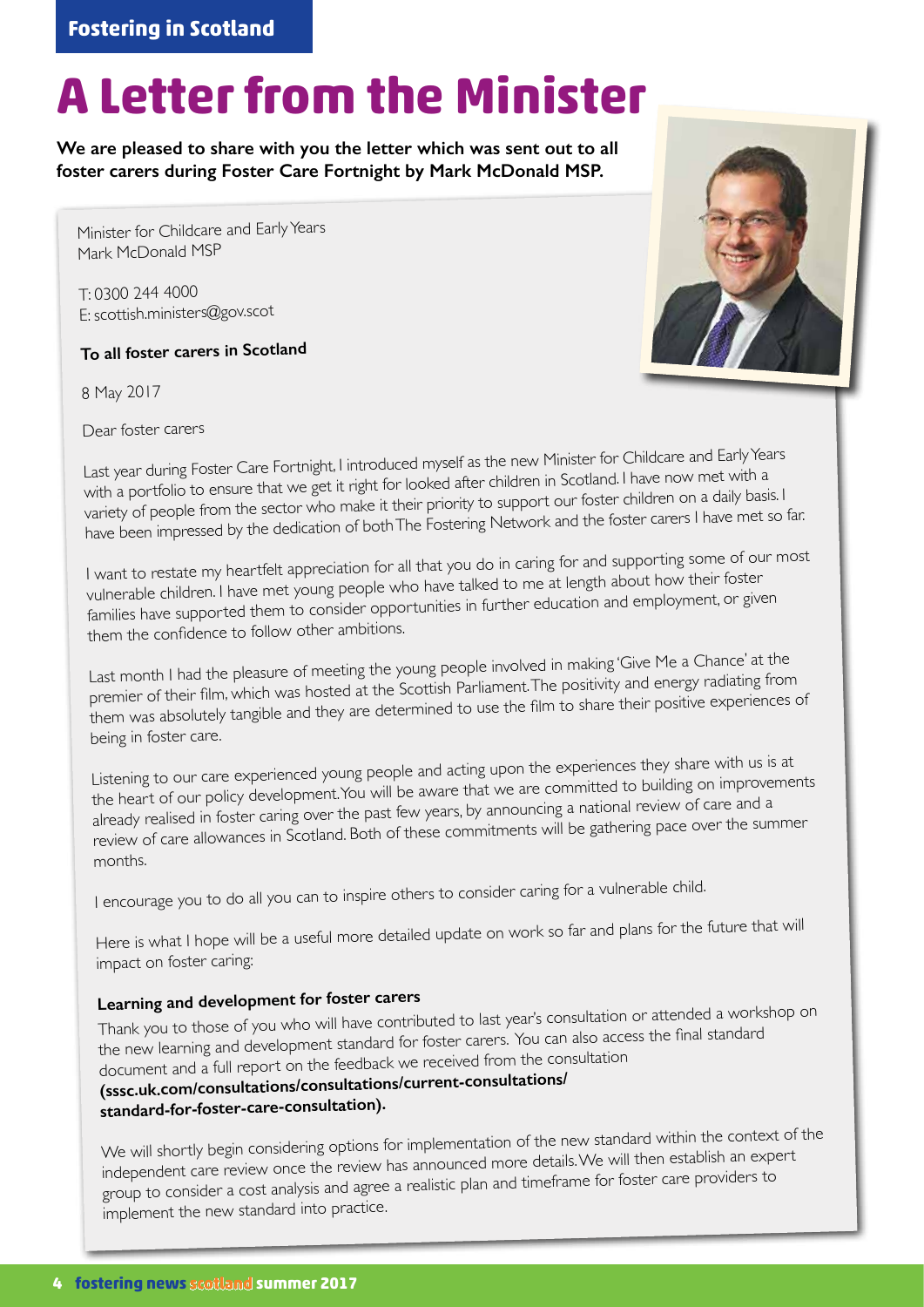Fostering in Scotland

# A Letter from the Minister

**We are pleased to share with you the letter which was sent out to all foster carers during Foster Care Fortnight by Mark McDonald MSP.**

Minister for Childcare and Early Years
Mark McDonald MSP

T: 0300 244 4000
E: scottish.ministers@gov.scot

**To all foster carers in Scotland**

8 May 2017

Dear foster carers

Last year during Foster Care Fortnight, I introduced myself as the new Minister for Childcare and Early Years with a portfolio to ensure that we get it right for looked after children in Scotland. I have now met with a variety of people from the sector who make it their priority to support our foster children on a daily basis. I have been impressed by the dedication of both The Fostering Network and the foster carers I have met so far.

I want to restate my heartfelt appreciation for all that you do in caring for and supporting some of our most vulnerable children. I have met young people who have talked to me at length about how their foster families have supported them to consider opportunities in further education and employment, or given them the confidence to follow other ambitions.

Last month I had the pleasure of meeting the young people involved in making 'Give Me a Chance' at the premier of their film, which was hosted at the Scottish Parliament. The positivity and energy radiating from them was absolutely tangible and they are determined to use the film to share their positive experiences of being in foster care.

Listening to our care experienced young people and acting upon the experiences they share with us is at the heart of our policy development. You will be aware that we are committed to building on improvements already realised in foster caring over the past few years, by announcing a national review of care and a review of care allowances in Scotland. Both of these commitments will be gathering pace over the summer months.

I encourage you to do all you can to inspire others to consider caring for a vulnerable child.

Here is what I hope will be a useful more detailed update on work so far and plans for the future that will impact on foster caring:

**Learning and development for foster carers**

Thank you to those of you who will have contributed to last year's consultation or attended a workshop on the new learning and development standard for foster carers. You can also access the final standard document and a full report on the feedback we received from the consultation **(sssc.uk.com/consultations/consultations/current-consultations/standard-for-foster-care-consultation).**

We will shortly begin considering options for implementation of the new standard within the context of the independent care review once the review has announced more details. We will then establish an expert group to consider a cost analysis and agree a realistic plan and timeframe for foster care providers to implement the new standard into practice.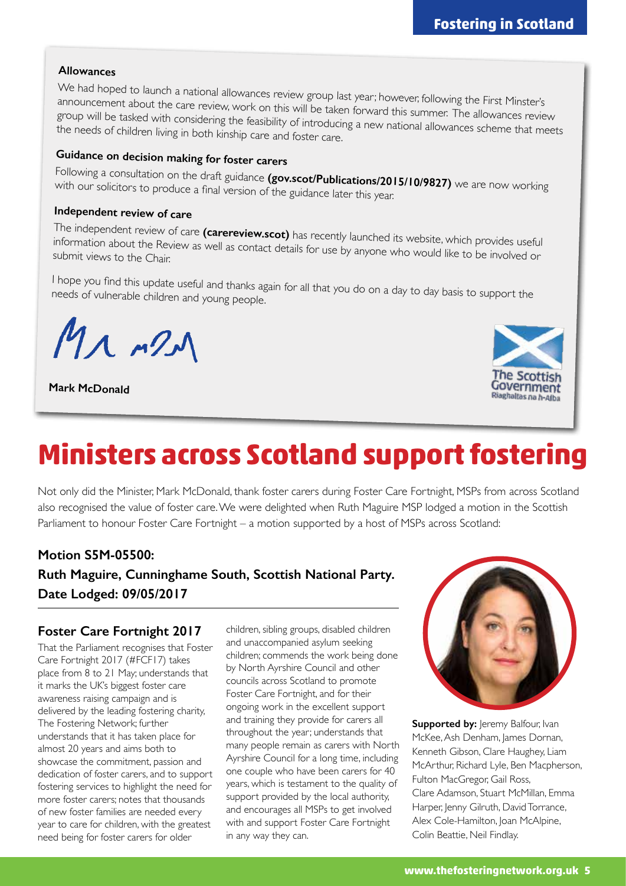### Allowances

We had hoped to launch a national allowances review group last year; however, following the First Minster's announcement about the care review, work on this will be taken forward this summer. The allowances review group will be tasked with considering the feasibility of introducing a new national allowances scheme that meets the needs of children living in both kinship care and foster care.

### Guidance on decision making for foster carers

Following a consultation on the draft guidance **(gov.scot/Publications/2015/10/9827)** we are now working with our solicitors to produce a final version of the guidance later this year.

### Independent review of care

The independent review of care **(carereview.scot)** has recently launched its website, which provides useful information about the Review as well as contact details for use by anyone who would like to be involved or submit views to the Chair.

I hope you find this update useful and thanks again for all that you do on a day to day basis to support the needs of vulnerable children and young people.

**Mark McDonald**

The Scottish Government
Riaghaltas na h-Alba

# Ministers across Scotland support fostering

Not only did the Minister, Mark McDonald, thank foster carers during Foster Care Fortnight, MSPs from across Scotland also recognised the value of foster care. We were delighted when Ruth Maguire MSP lodged a motion in the Scottish Parliament to honour Foster Care Fortnight – a motion supported by a host of MSPs across Scotland:

**Motion S5M-05500:**
**Ruth Maguire, Cunninghame South, Scottish National Party.**
**Date Lodged: 09/05/2017**

### Foster Care Fortnight 2017

That the Parliament recognises that Foster Care Fortnight 2017 (#FCF17) takes place from 8 to 21 May; understands that it marks the UK's biggest foster care awareness raising campaign and is delivered by the leading fostering charity, The Fostering Network; further understands that it has taken place for almost 20 years and aims both to showcase the commitment, passion and dedication of foster carers, and to support fostering services to highlight the need for more foster carers; notes that thousands of new foster families are needed every year to care for children, with the greatest need being for foster carers for older children, sibling groups, disabled children and unaccompanied asylum seeking children; commends the work being done by North Ayrshire Council and other councils across Scotland to promote Foster Care Fortnight, and for their ongoing work in the excellent support and training they provide for carers all throughout the year; understands that many people remain as carers with North Ayrshire Council for a long time, including one couple who have been carers for 40 years, which is testament to the quality of support provided by the local authority, and encourages all MSPs to get involved with and support Foster Care Fortnight in any way they can.

**Supported by:** Jeremy Balfour, Ivan McKee, Ash Denham, James Dornan, Kenneth Gibson, Clare Haughey, Liam McArthur, Richard Lyle, Ben Macpherson, Fulton MacGregor, Gail Ross, Clare Adamson, Stuart McMillan, Emma Harper, Jenny Gilruth, David Torrance, Alex Cole-Hamilton, Joan McAlpine, Colin Beattie, Neil Findlay.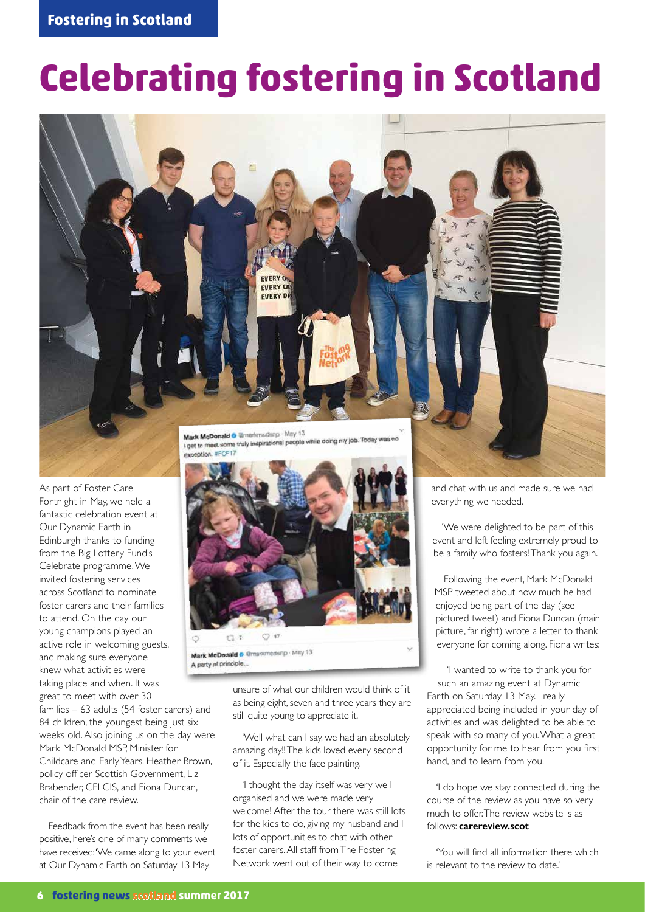# Celebrating fostering in Scotland

As part of Foster Care Fortnight in May, we held a fantastic celebration event at Our Dynamic Earth in Edinburgh thanks to funding from the Big Lottery Fund's Celebrate programme. We invited fostering services across Scotland to nominate foster carers and their families to attend. On the day our young champions played an active role in welcoming guests, and making sure everyone knew what activities were taking place and when. It was great to meet with over 30 families – 63 adults (54 foster carers) and 84 children, the youngest being just six weeks old. Also joining us on the day were Mark McDonald MSP, Minister for Childcare and Early Years, Heather Brown, policy officer Scottish Government, Liz Brabender, CELCIS, and Fiona Duncan, chair of the care review.

Feedback from the event has been really positive, here's one of many comments we have received: 'We came along to your event at Our Dynamic Earth on Saturday 13 May, unsure of what our children would think of it as being eight, seven and three years they are still quite young to appreciate it.

'Well what can I say, we had an absolutely amazing day!! The kids loved every second of it. Especially the face painting.

'I thought the day itself was very well organised and we were made very welcome! After the tour there was still lots for the kids to do, giving my husband and I lots of opportunities to chat with other foster carers. All staff from The Fostering Network went out of their way to come and chat with us and made sure we had everything we needed.

'We were delighted to be part of this event and left feeling extremely proud to be a family who fosters! Thank you again.'

Following the event, Mark McDonald MSP tweeted about how much he had enjoyed being part of the day (see pictured tweet) and Fiona Duncan (main picture, far right) wrote a letter to thank everyone for coming along. Fiona writes:

'I wanted to write to thank you for such an amazing event at Dynamic Earth on Saturday 13 May. I really appreciated being included in your day of activities and was delighted to be able to speak with so many of you. What a great opportunity for me to hear from you first hand, and to learn from you.

'I do hope we stay connected during the course of the review as you have so very much to offer. The review website is as follows: **carereview.scot**

'You will find all information there which is relevant to the review to date.'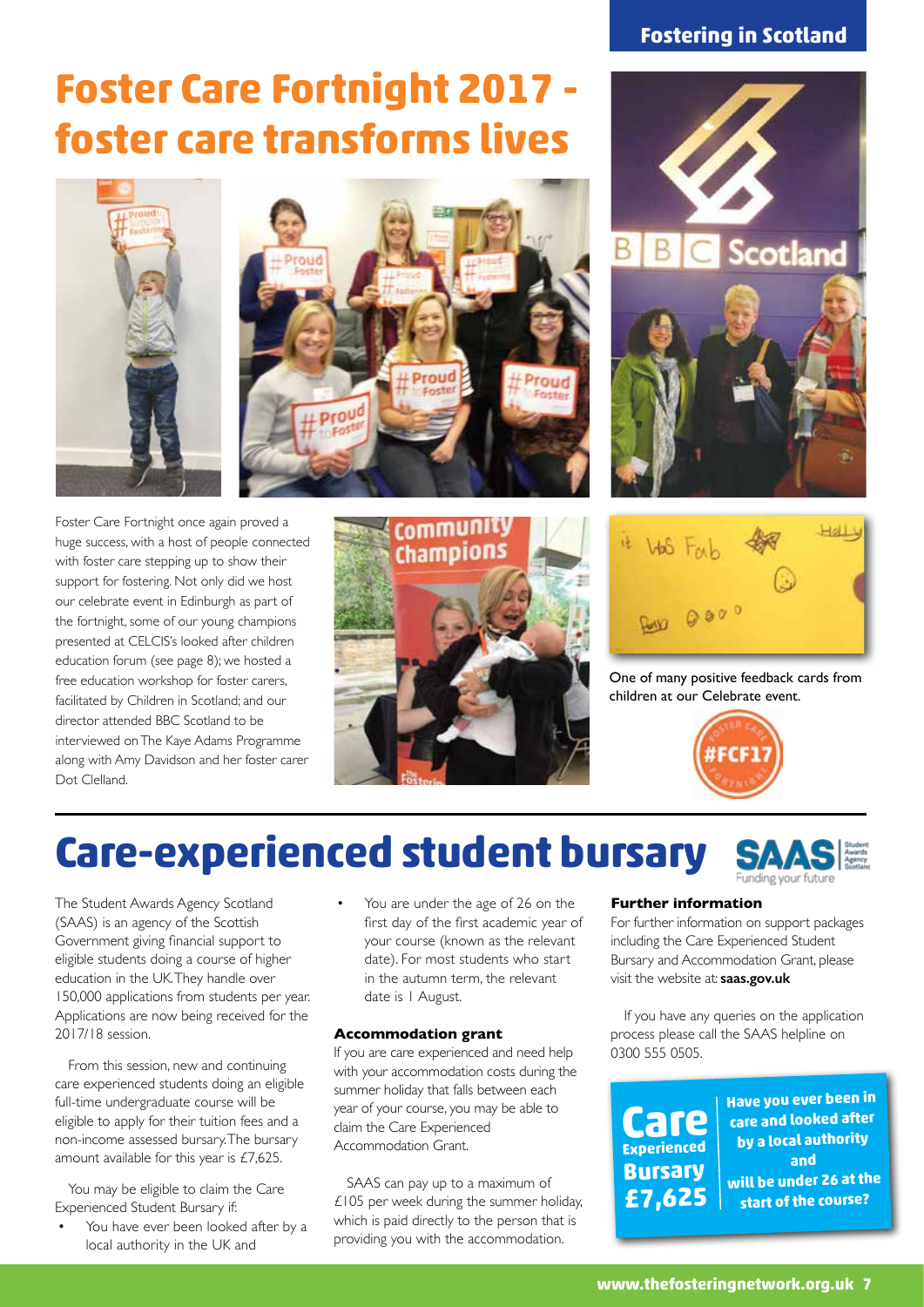# Foster Care Fortnight 2017 - foster care transforms lives

Foster Care Fortnight once again proved a huge success, with a host of people connected with foster care stepping up to show their support for fostering. Not only did we host our celebrate event in Edinburgh as part of the fortnight, some of our young champions presented at CELCIS's looked after children education forum (see page 8); we hosted a free education workshop for foster carers, facilitated by Children in Scotland; and our director attended BBC Scotland to be interviewed on The Kaye Adams Programme along with Amy Davidson and her foster carer Dot Clelland.

One of many positive feedback cards from children at our Celebrate event.

# Care-experienced student bursary

The Student Awards Agency Scotland (SAAS) is an agency of the Scottish Government giving financial support to eligible students doing a course of higher education in the UK. They handle over 150,000 applications from students per year. Applications are now being received for the 2017/18 session.

From this session, new and continuing care experienced students doing an eligible full-time undergraduate course will be eligible to apply for their tuition fees and a non-income assessed bursary. The bursary amount available for this year is £7,625.

You may be eligible to claim the Care Experienced Student Bursary if:

- You have ever been looked after by a local authority in the UK and
- You are under the age of 26 on the first day of the first academic year of your course (known as the relevant date). For most students who start in the autumn term, the relevant date is 1 August.

### Accommodation grant

If you are care experienced and need help with your accommodation costs during the summer holiday that falls between each year of your course, you may be able to claim the Care Experienced Accommodation Grant.

SAAS can pay up to a maximum of £105 per week during the summer holiday, which is paid directly to the person that is providing you with the accommodation.

### Further information

For further information on support packages including the Care Experienced Student Bursary and Accommodation Grant, please visit the website at: **saas.gov.uk**

If you have any queries on the application process please call the SAAS helpline on 0300 555 0505.

**Care Experienced Bursary £7,625**

**Have you ever been in care and looked after by a local authority and will be under 26 at the start of the course?**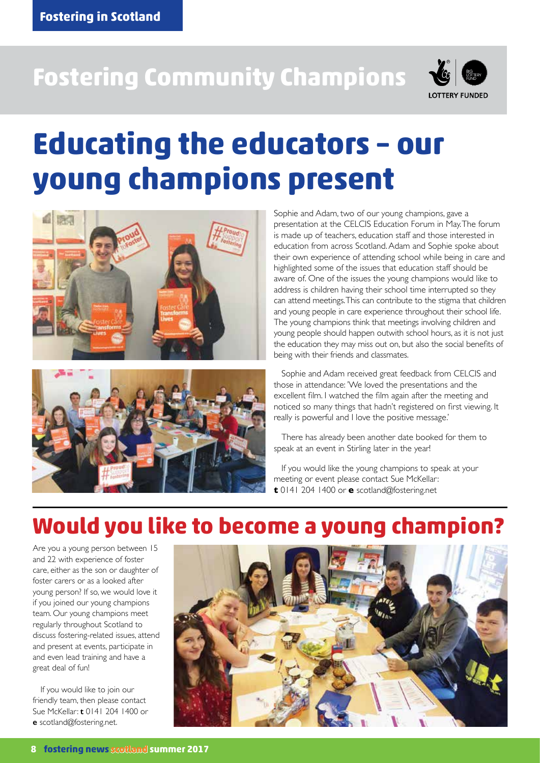Fostering in Scotland

# Fostering Community Champions

LOTTERY FUNDED

## Educating the educators – our young champions present

Sophie and Adam, two of our young champions, gave a presentation at the CELCIS Education Forum in May. The forum is made up of teachers, education staff and those interested in education from across Scotland. Adam and Sophie spoke about their own experience of attending school while being in care and highlighted some of the issues that education staff should be aware of. One of the issues the young champions would like to address is children having their school time interrupted so they can attend meetings. This can contribute to the stigma that children and young people in care experience throughout their school life. The young champions think that meetings involving children and young people should happen outwith school hours, as it is not just the education they may miss out on, but also the social benefits of being with their friends and classmates.

Sophie and Adam received great feedback from CELCIS and those in attendance: 'We loved the presentations and the excellent film. I watched the film again after the meeting and noticed so many things that hadn't registered on first viewing. It really is powerful and I love the positive message.'

There has already been another date booked for them to speak at an event in Stirling later in the year!

If you would like the young champions to speak at your meeting or event please contact Sue McKellar:
**t** 0141 204 1400 or **e** scotland@fostering.net

## Would you like to become a young champion?

Are you a young person between 15 and 22 with experience of foster care, either as the son or daughter of foster carers or as a looked after young person? If so, we would love it if you joined our young champions team. Our young champions meet regularly throughout Scotland to discuss fostering-related issues, attend and present at events, participate in and even lead training and have a great deal of fun!

If you would like to join our friendly team, then please contact Sue McKellar: **t** 0141 204 1400 or **e** scotland@fostering.net.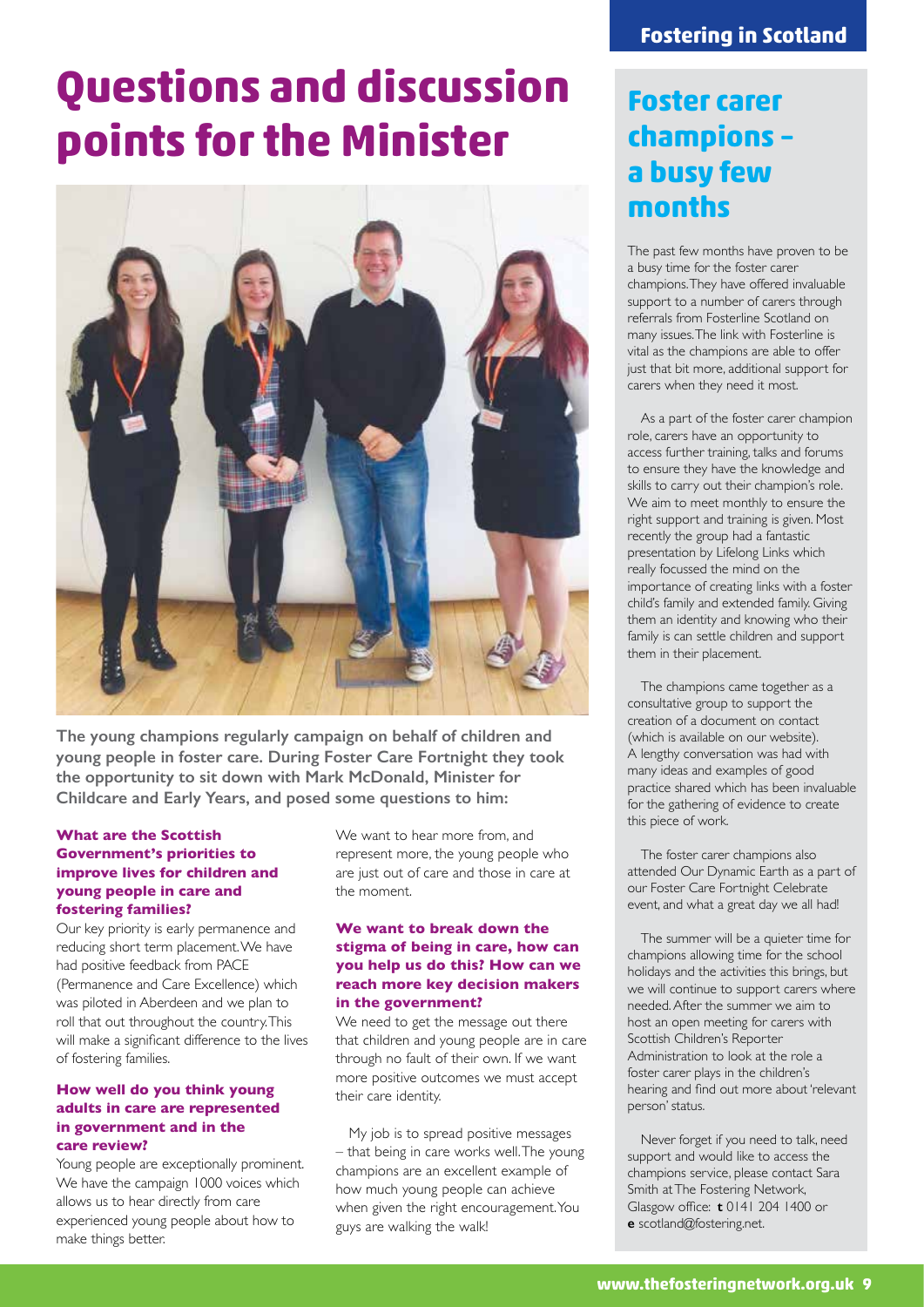# Questions and discussion points for the Minister

The young champions regularly campaign on behalf of children and young people in foster care. During Foster Care Fortnight they took the opportunity to sit down with Mark McDonald, Minister for Childcare and Early Years, and posed some questions to him:

**What are the Scottish Government's priorities to improve lives for children and young people in care and fostering families?**

Our key priority is early permanence and reducing short term placement. We have had positive feedback from PACE (Permanence and Care Excellence) which was piloted in Aberdeen and we plan to roll that out throughout the country. This will make a significant difference to the lives of fostering families.

**How well do you think young adults in care are represented in government and in the care review?**

Young people are exceptionally prominent. We have the campaign 1000 voices which allows us to hear directly from care experienced young people about how to make things better.

We want to hear more from, and represent more, the young people who are just out of care and those in care at the moment.

**We want to break down the stigma of being in care, how can you help us do this? How can we reach more key decision makers in the government?**

We need to get the message out there that children and young people are in care through no fault of their own. If we want more positive outcomes we must accept their care identity.

My job is to spread positive messages – that being in care works well. The young champions are an excellent example of how much young people can achieve when given the right encouragement. You guys are walking the walk!

## Foster carer champions – a busy few months

The past few months have proven to be a busy time for the foster carer champions. They have offered invaluable support to a number of carers through referrals from Fosterline Scotland on many issues. The link with Fosterline is vital as the champions are able to offer just that bit more, additional support for carers when they need it most.

As a part of the foster carer champion role, carers have an opportunity to access further training, talks and forums to ensure they have the knowledge and skills to carry out their champion's role. We aim to meet monthly to ensure the right support and training is given. Most recently the group had a fantastic presentation by Lifelong Links which really focussed the mind on the importance of creating links with a foster child's family and extended family. Giving them an identity and knowing who their family is can settle children and support them in their placement.

The champions came together as a consultative group to support the creation of a document on contact (which is available on our website). A lengthy conversation was had with many ideas and examples of good practice shared which has been invaluable for the gathering of evidence to create this piece of work.

The foster carer champions also attended Our Dynamic Earth as a part of our Foster Care Fortnight Celebrate event, and what a great day we all had!

The summer will be a quieter time for champions allowing time for the school holidays and the activities this brings, but we will continue to support carers where needed. After the summer we aim to host an open meeting for carers with Scottish Children's Reporter Administration to look at the role a foster carer plays in the children's hearing and find out more about 'relevant person' status.

Never forget if you need to talk, need support and would like to access the champions service, please contact Sara Smith at The Fostering Network, Glasgow office: **t** 0141 204 1400 or **e** scotland@fostering.net.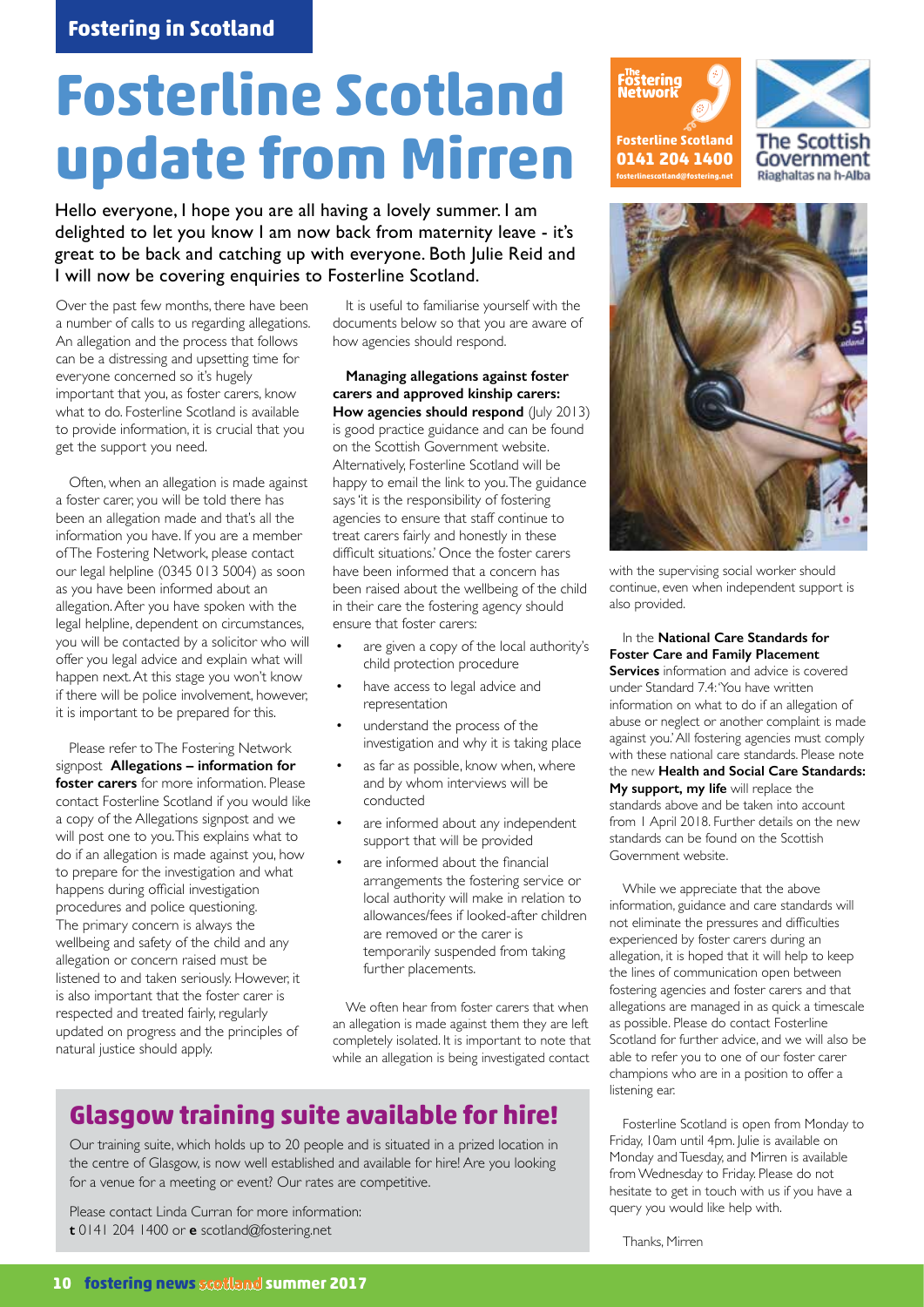Fostering in Scotland

# Fosterline Scotland update from Mirren

The Fostering Network
Fosterline Scotland
0141 204 1400
fosterlinescotland@fostering.net

The Scottish Government
Riaghaltas na h-Alba

Hello everyone, I hope you are all having a lovely summer. I am delighted to let you know I am now back from maternity leave - it's great to be back and catching up with everyone. Both Julie Reid and I will now be covering enquiries to Fosterline Scotland.

Over the past few months, there have been a number of calls to us regarding allegations. An allegation and the process that follows can be a distressing and upsetting time for everyone concerned so it's hugely important that you, as foster carers, know what to do. Fosterline Scotland is available to provide information, it is crucial that you get the support you need.

Often, when an allegation is made against a foster carer, you will be told there has been an allegation made and that's all the information you have. If you are a member of The Fostering Network, please contact our legal helpline (0345 013 5004) as soon as you have been informed about an allegation. After you have spoken with the legal helpline, dependent on circumstances, you will be contacted by a solicitor who will offer you legal advice and explain what will happen next. At this stage you won't know if there will be police involvement, however, it is important to be prepared for this.

Please refer to The Fostering Network signpost **Allegations – information for foster carers** for more information. Please contact Fosterline Scotland if you would like a copy of the Allegations signpost and we will post one to you. This explains what to do if an allegation is made against you, how to prepare for the investigation and what happens during official investigation procedures and police questioning. The primary concern is always the wellbeing and safety of the child and any allegation or concern raised must be listened to and taken seriously. However, it is also important that the foster carer is respected and treated fairly, regularly updated on progress and the principles of natural justice should apply.

It is useful to familiarise yourself with the documents below so that you are aware of how agencies should respond.

**Managing allegations against foster carers and approved kinship carers: How agencies should respond** (July 2013) is good practice guidance and can be found on the Scottish Government website. Alternatively, Fosterline Scotland will be happy to email the link to you. The guidance says 'it is the responsibility of fostering agencies to ensure that staff continue to treat carers fairly and honestly in these difficult situations.' Once the foster carers have been informed that a concern has been raised about the wellbeing of the child in their care the fostering agency should ensure that foster carers:

- are given a copy of the local authority's child protection procedure
- have access to legal advice and representation
- understand the process of the investigation and why it is taking place
- as far as possible, know when, where and by whom interviews will be conducted
- are informed about any independent support that will be provided
- are informed about the financial arrangements the fostering service or local authority will make in relation to allowances/fees if looked-after children are removed or the carer is temporarily suspended from taking further placements.

We often hear from foster carers that when an allegation is made against them they are left completely isolated. It is important to note that while an allegation is being investigated contact with the supervising social worker should continue, even when independent support is also provided.

In the **National Care Standards for Foster Care and Family Placement Services** information and advice is covered under Standard 7.4: 'You have written information on what to do if an allegation of abuse or neglect or another complaint is made against you.' All fostering agencies must comply with these national care standards. Please note the new **Health and Social Care Standards: My support, my life** will replace the standards above and be taken into account from 1 April 2018. Further details on the new standards can be found on the Scottish Government website.

While we appreciate that the above information, guidance and care standards will not eliminate the pressures and difficulties experienced by foster carers during an allegation, it is hoped that it will help to keep the lines of communication open between fostering agencies and foster carers and that allegations are managed in as quick a timescale as possible. Please do contact Fosterline Scotland for further advice, and we will also be able to refer you to one of our foster carer champions who are in a position to offer a listening ear.

Fosterline Scotland is open from Monday to Friday, 10am until 4pm. Julie is available on Monday and Tuesday, and Mirren is available from Wednesday to Friday. Please do not hesitate to get in touch with us if you have a query you would like help with.

Thanks, Mirren

## Glasgow training suite available for hire!

Our training suite, which holds up to 20 people and is situated in a prized location in the centre of Glasgow, is now well established and available for hire! Are you looking for a venue for a meeting or event? Our rates are competitive.

Please contact Linda Curran for more information:
**t** 0141 204 1400 or **e** scotland@fostering.net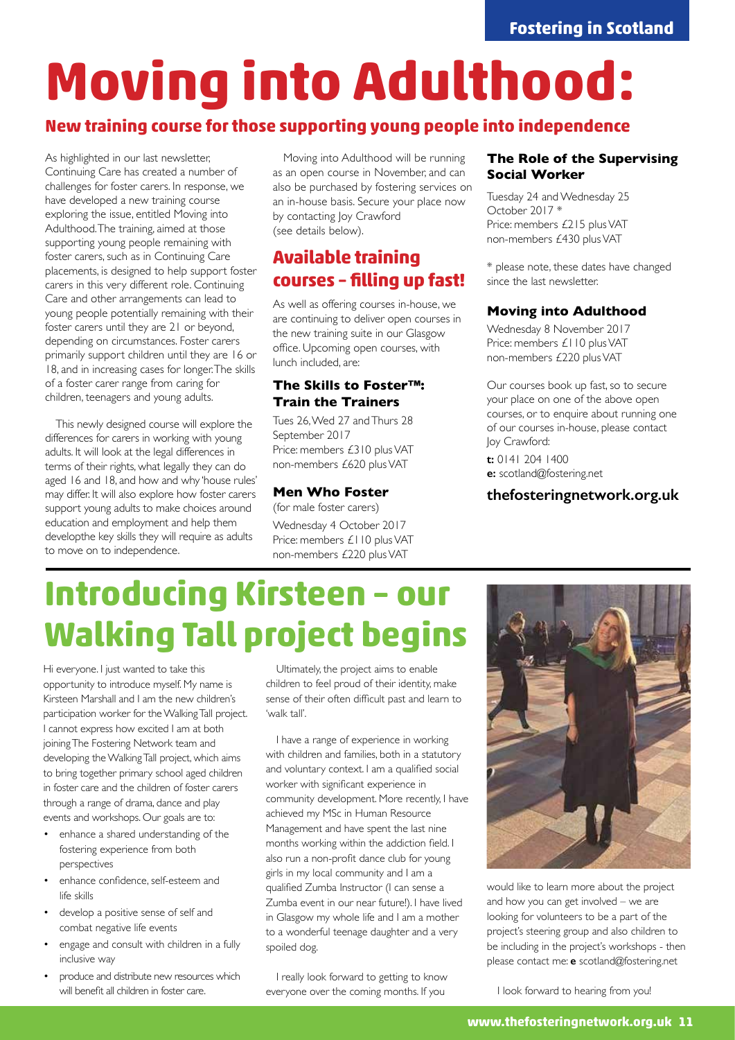# Moving into Adulthood:

## New training course for those supporting young people into independence

As highlighted in our last newsletter, Continuing Care has created a number of challenges for foster carers. In response, we have developed a new training course exploring the issue, entitled Moving into Adulthood. The training, aimed at those supporting young people remaining with foster carers, such as in Continuing Care placements, is designed to help support foster carers in this very different role. Continuing Care and other arrangements can lead to young people potentially remaining with their foster carers until they are 21 or beyond, depending on circumstances. Foster carers primarily support children until they are 16 or 18, and in increasing cases for longer. The skills of a foster carer range from caring for children, teenagers and young adults.

This newly designed course will explore the differences for carers in working with young adults. It will look at the legal differences in terms of their rights, what legally they can do aged 16 and 18, and how and why 'house rules' may differ. It will also explore how foster carers support young adults to make choices around education and employment and help them developthe key skills they will require as adults to move on to independence.

Moving into Adulthood will be running as an open course in November, and can also be purchased by fostering services on an in-house basis. Secure your place now by contacting Joy Crawford (see details below).

## Available training courses – filling up fast!

As well as offering courses in-house, we are continuing to deliver open courses in the new training suite in our Glasgow office. Upcoming open courses, with lunch included, are:

### The Skills to Foster™: Train the Trainers

Tues 26, Wed 27 and Thurs 28 September 2017
Price: members £310 plus VAT
non-members £620 plus VAT

### Men Who Foster

(for male foster carers)
Wednesday 4 October 2017
Price: members £110 plus VAT
non-members £220 plus VAT

### The Role of the Supervising Social Worker

Tuesday 24 and Wednesday 25 October 2017 *
Price: members £215 plus VAT
non-members £430 plus VAT

* please note, these dates have changed since the last newsletter.

### Moving into Adulthood

Wednesday 8 November 2017
Price: members £110 plus VAT
non-members £220 plus VAT

Our courses book up fast, so to secure your place on one of the above open courses, or to enquire about running one of our courses in-house, please contact Joy Crawford:

**t:** 0141 204 1400
**e:** scotland@fostering.net

**thefosteringnetwork.org.uk**

# Introducing Kirsteen – our Walking Tall project begins

Hi everyone. I just wanted to take this opportunity to introduce myself. My name is Kirsteen Marshall and I am the new children's participation worker for the Walking Tall project. I cannot express how excited I am at both joining The Fostering Network team and developing the Walking Tall project, which aims to bring together primary school aged children in foster care and the children of foster carers through a range of drama, dance and play events and workshops. Our goals are to:

- enhance a shared understanding of the fostering experience from both perspectives
- enhance confidence, self-esteem and life skills
- develop a positive sense of self and combat negative life events
- engage and consult with children in a fully inclusive way
- produce and distribute new resources which will benefit all children in foster care.

Ultimately, the project aims to enable children to feel proud of their identity, make sense of their often difficult past and learn to 'walk tall'.

I have a range of experience in working with children and families, both in a statutory and voluntary context. I am a qualified social worker with significant experience in community development. More recently, I have achieved my MSc in Human Resource Management and have spent the last nine months working within the addiction field. I also run a non-profit dance club for young girls in my local community and I am a qualified Zumba Instructor (I can sense a Zumba event in our near future!). I have lived in Glasgow my whole life and I am a mother to a wonderful teenage daughter and a very spoiled dog.

I really look forward to getting to know everyone over the coming months. If you would like to learn more about the project and how you can get involved – we are looking for volunteers to be a part of the project's steering group and also children to be including in the project's workshops - then please contact me: **e** scotland@fostering.net

I look forward to hearing from you!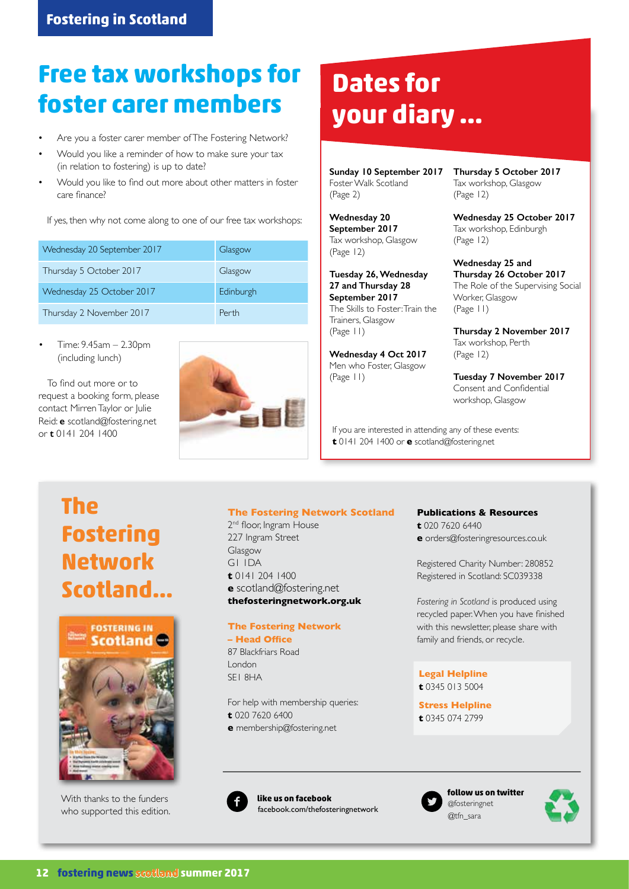Fostering in Scotland

# Free tax workshops for foster carer members

- Are you a foster carer member of The Fostering Network?
- Would you like a reminder of how to make sure your tax (in relation to fostering) is up to date?
- Would you like to find out more about other matters in foster care finance?

If yes, then why not come along to one of our free tax workshops:

| | |
|---|---|
| Wednesday 20 September 2017 | Glasgow |
| Thursday 5 October 2017 | Glasgow |
| Wednesday 25 October 2017 | Edinburgh |
| Thursday 2 November 2017 | Perth |

- Time: 9.45am – 2.30pm (including lunch)

To find out more or to request a booking form, please contact Mirren Taylor or Julie Reid: **e** scotland@fostering.net or **t** 0141 204 1400

# Dates for your diary ...

**Sunday 10 September 2017**
Foster Walk Scotland
(Page 2)

**Wednesday 20 September 2017**
Tax workshop, Glasgow
(Page 12)

**Tuesday 26, Wednesday 27 and Thursday 28 September 2017**
The Skills to Foster: Train the Trainers, Glasgow
(Page 11)

**Wednesday 4 Oct 2017**
Men who Foster, Glasgow
(Page 11)

**Thursday 5 October 2017**
Tax workshop, Glasgow
(Page 12)

**Wednesday 25 October 2017**
Tax workshop, Edinburgh
(Page 12)

**Wednesday 25 and Thursday 26 October 2017**
The Role of the Supervising Social Worker, Glasgow
(Page 11)

**Thursday 2 November 2017**
Tax workshop, Perth
(Page 12)

**Tuesday 7 November 2017**
Consent and Confidential workshop, Glasgow

If you are interested in attending any of these events: **t** 0141 204 1400 or **e** scotland@fostering.net

# The Fostering Network Scotland...

With thanks to the funders who supported this edition.

**The Fostering Network Scotland**
2nd floor, Ingram House
227 Ingram Street
Glasgow
G1 1DA
**t** 0141 204 1400
**e** scotland@fostering.net
**thefosteringnetwork.org.uk**

**The Fostering Network – Head Office**
87 Blackfriars Road
London
SE1 8HA

For help with membership queries:
**t** 020 7620 6400
**e** membership@fostering.net

**Publications & Resources**
**t** 020 7620 6440
**e** orders@fosteringresources.co.uk

Registered Charity Number: 280852
Registered in Scotland: SC039338

*Fostering in Scotland* is produced using recycled paper. When you have finished with this newsletter, please share with family and friends, or recycle.

**Legal Helpline**
**t** 0345 013 5004

**Stress Helpline**
**t** 0345 074 2799

**like us on facebook**
facebook.com/thefosteringnetwork

**follow us on twitter**
@fosteringnet
@tfn_sara